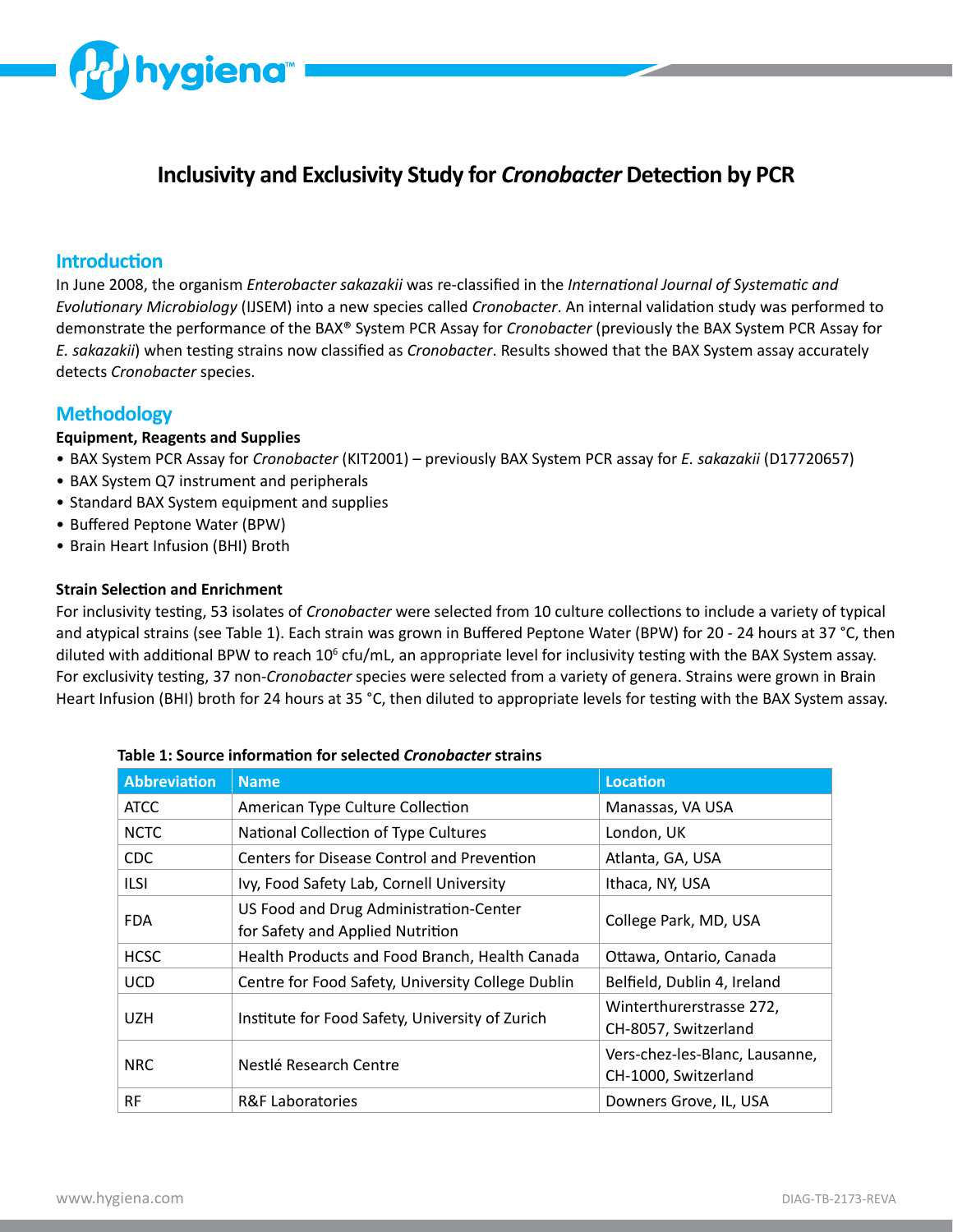# Inclusivity and Exclusivity Study for *Cronobacter* Detection by PCR

## Introduction

In June 2008, the organism *Enterobacter sakazakii* was re-classified in the *International Journal of Systematic and Evolutionary Microbiology* (IJSEM) into a new species called *Cronobacter*. An internal validation study was performed to demonstrate the performance of the BAX® System PCR Assay for *Cronobacter* (previously the BAX System PCR Assay for *E. sakazakii*) when testing strains now classified as *Cronobacter*. Results showed that the BAX System assay accurately detects *Cronobacter* species.

## Methodology

### Equipment, Reagents and Supplies

- BAX System PCR Assay for *Cronobacter* (KIT2001) – previously BAX System PCR assay for *E. sakazakii* (D17720657)
- BAX System Q7 instrument and peripherals
- Standard BAX System equipment and supplies
- Buffered Peptone Water (BPW)
- Brain Heart Infusion (BHI) Broth

### Strain Selection and Enrichment

For inclusivity testing, 53 isolates of *Cronobacter* were selected from 10 culture collections to include a variety of typical and atypical strains (see Table 1). Each strain was grown in Buffered Peptone Water (BPW) for 20 - 24 hours at 37 °C, then diluted with additional BPW to reach $10^6$ cfu/mL, an appropriate level for inclusivity testing with the BAX System assay. For exclusivity testing, 37 non-*Cronobacter* species were selected from a variety of genera. Strains were grown in Brain Heart Infusion (BHI) broth for 24 hours at 35 °C, then diluted to appropriate levels for testing with the BAX System assay.

**Table 1: Source information for selected *Cronobacter* strains**

| Abbreviation | Name | Location |
|---|---|---|
| ATCC | American Type Culture Collection | Manassas, VA USA |
| NCTC | National Collection of Type Cultures | London, UK |
| CDC | Centers for Disease Control and Prevention | Atlanta, GA, USA |
| ILSI | Ivy, Food Safety Lab, Cornell University | Ithaca, NY, USA |
| FDA | US Food and Drug Administration-Center for Safety and Applied Nutrition | College Park, MD, USA |
| HCSC | Health Products and Food Branch, Health Canada | Ottawa, Ontario, Canada |
| UCD | Centre for Food Safety, University College Dublin | Belfield, Dublin 4, Ireland |
| UZH | Institute for Food Safety, University of Zurich | Winterthurerstrasse 272, CH-8057, Switzerland |
| NRC | Nestlé Research Centre | Vers-chez-les-Blanc, Lausanne, CH-1000, Switzerland |
| RF | R&F Laboratories | Downers Grove, IL, USA |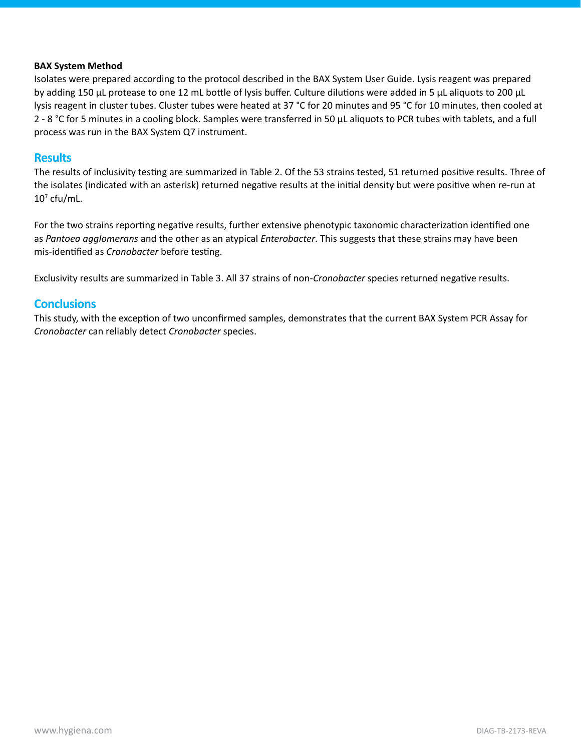**BAX System Method**

Isolates were prepared according to the protocol described in the BAX System User Guide. Lysis reagent was prepared by adding 150 µL protease to one 12 mL bottle of lysis buffer. Culture dilutions were added in 5 µL aliquots to 200 µL lysis reagent in cluster tubes. Cluster tubes were heated at 37 °C for 20 minutes and 95 °C for 10 minutes, then cooled at 2 - 8 °C for 5 minutes in a cooling block. Samples were transferred in 50 µL aliquots to PCR tubes with tablets, and a full process was run in the BAX System Q7 instrument.

## Results

The results of inclusivity testing are summarized in Table 2. Of the 53 strains tested, 51 returned positive results. Three of the isolates (indicated with an asterisk) returned negative results at the initial density but were positive when re-run at $10^7$ cfu/mL.

For the two strains reporting negative results, further extensive phenotypic taxonomic characterization identified one as *Pantoea agglomerans* and the other as an atypical *Enterobacter*. This suggests that these strains may have been mis-identified as *Cronobacter* before testing.

Exclusivity results are summarized in Table 3. All 37 strains of non-*Cronobacter* species returned negative results.

## Conclusions

This study, with the exception of two unconfirmed samples, demonstrates that the current BAX System PCR Assay for *Cronobacter* can reliably detect *Cronobacter* species.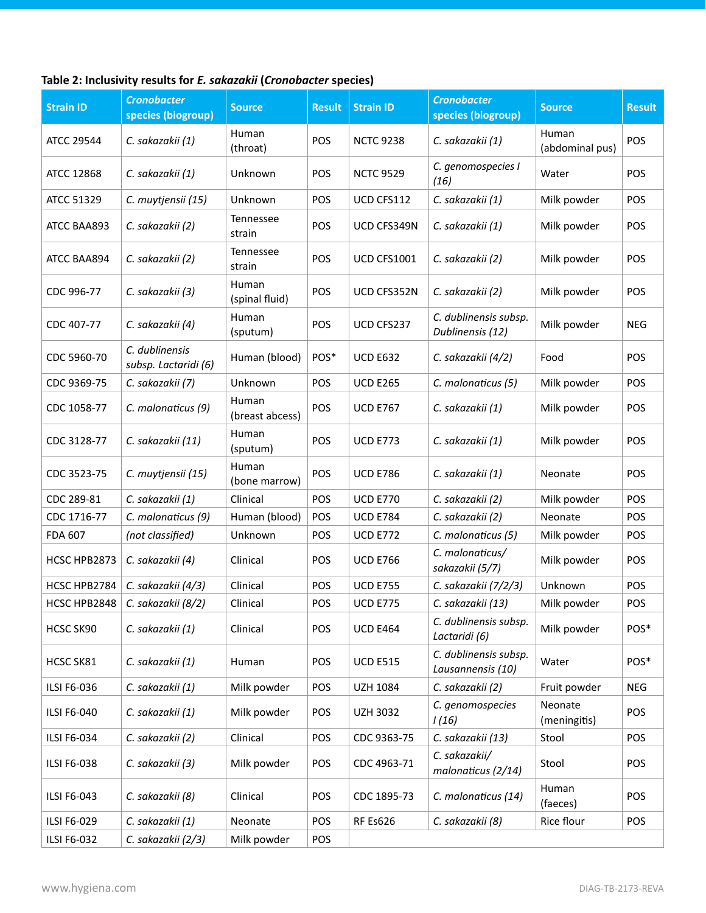**Table 2: Inclusivity results for *E. sakazakii* (*Cronobacter* species)**

| Strain ID | *Cronobacter* species (biogroup) | Source | Result | Strain ID | *Cronobacter* species (biogroup) | Source | Result |
|---|---|---|---|---|---|---|---|
| ATCC 29544 | *C. sakazakii (1)* | Human (throat) | POS | NCTC 9238 | *C. sakazakii (1)* | Human (abdominal pus) | POS |
| ATCC 12868 | *C. sakazakii (1)* | Unknown | POS | NCTC 9529 | *C. genomospecies I (16)* | Water | POS |
| ATCC 51329 | *C. muytjensii (15)* | Unknown | POS | UCD CFS112 | *C. sakazakii (1)* | Milk powder | POS |
| ATCC BAA893 | *C. sakazakii (2)* | Tennessee strain | POS | UCD CFS349N | *C. sakazakii (1)* | Milk powder | POS |
| ATCC BAA894 | *C. sakazakii (2)* | Tennessee strain | POS | UCD CFS1001 | *C. sakazakii (2)* | Milk powder | POS |
| CDC 996-77 | *C. sakazakii (3)* | Human (spinal fluid) | POS | UCD CFS352N | *C. sakazakii (2)* | Milk powder | POS |
| CDC 407-77 | *C. sakazakii (4)* | Human (sputum) | POS | UCD CFS237 | *C. dublinensis subsp. Dublinensis (12)* | Milk powder | NEG |
| CDC 5960-70 | *C. dublinensis subsp. Lactaridi (6)* | Human (blood) | POS* | UCD E632 | *C. sakazakii (4/2)* | Food | POS |
| CDC 9369-75 | *C. sakazakii (7)* | Unknown | POS | UCD E265 | *C. malonaticus (5)* | Milk powder | POS |
| CDC 1058-77 | *C. malonaticus (9)* | Human (breast abcess) | POS | UCD E767 | *C. sakazakii (1)* | Milk powder | POS |
| CDC 3128-77 | *C. sakazakii (11)* | Human (sputum) | POS | UCD E773 | *C. sakazakii (1)* | Milk powder | POS |
| CDC 3523-75 | *C. muytjensii (15)* | Human (bone marrow) | POS | UCD E786 | *C. sakazakii (1)* | Neonate | POS |
| CDC 289-81 | *C. sakazakii (1)* | Clinical | POS | UCD E770 | *C. sakazakii (2)* | Milk powder | POS |
| CDC 1716-77 | *C. malonaticus (9)* | Human (blood) | POS | UCD E784 | *C. sakazakii (2)* | Neonate | POS |
| FDA 607 | *(not classified)* | Unknown | POS | UCD E772 | *C. malonaticus (5)* | Milk powder | POS |
| HCSC HPB2873 | *C. sakazakii (4)* | Clinical | POS | UCD E766 | *C. malonaticus/ sakazakii (5/7)* | Milk powder | POS |
| HCSC HPB2784 | *C. sakazakii (4/3)* | Clinical | POS | UCD E755 | *C. sakazakii (7/2/3)* | Unknown | POS |
| HCSC HPB2848 | *C. sakazakii (8/2)* | Clinical | POS | UCD E775 | *C. sakazakii (13)* | Milk powder | POS |
| HCSC SK90 | *C. sakazakii (1)* | Clinical | POS | UCD E464 | *C. dublinensis subsp. Lactaridi (6)* | Milk powder | POS* |
| HCSC SK81 | *C. sakazakii (1)* | Human | POS | UCD E515 | *C. dublinensis subsp. Lausannensis (10)* | Water | POS* |
| ILSI F6-036 | *C. sakazakii (1)* | Milk powder | POS | UZH 1084 | *C. sakazakii (2)* | Fruit powder | NEG |
| ILSI F6-040 | *C. sakazakii (1)* | Milk powder | POS | UZH 3032 | *C. genomospecies I (16)* | Neonate (meningitis) | POS |
| ILSI F6-034 | *C. sakazakii (2)* | Clinical | POS | CDC 9363-75 | *C. sakazakii (13)* | Stool | POS |
| ILSI F6-038 | *C. sakazakii (3)* | Milk powder | POS | CDC 4963-71 | *C. sakazakii/ malonaticus (2/14)* | Stool | POS |
| ILSI F6-043 | *C. sakazakii (8)* | Clinical | POS | CDC 1895-73 | *C. malonaticus (14)* | Human (faeces) | POS |
| ILSI F6-029 | *C. sakazakii (1)* | Neonate | POS | RF Es626 | *C. sakazakii (8)* | Rice flour | POS |
| ILSI F6-032 | *C. sakazakii (2/3)* | Milk powder | POS | | | | |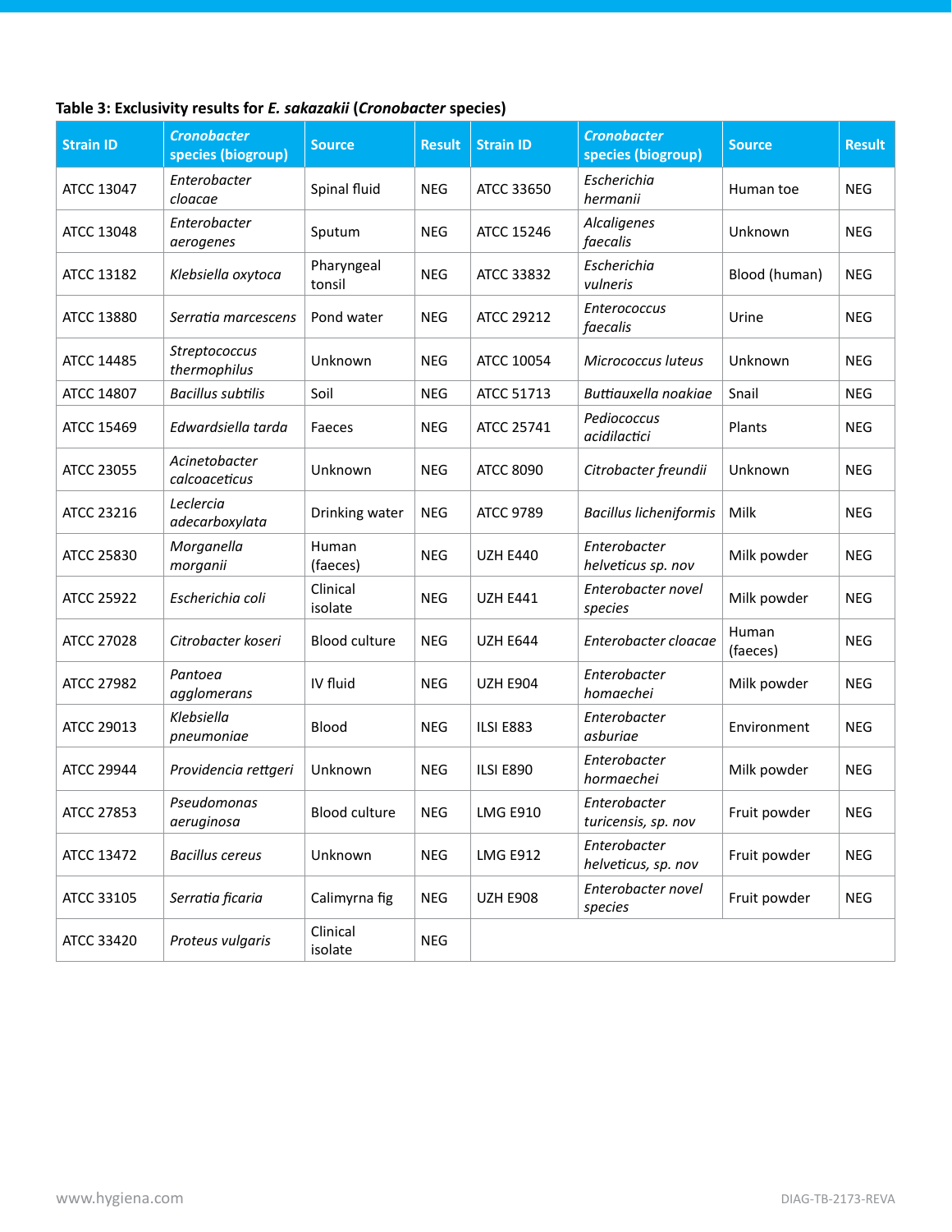**Table 3: Exclusivity results for *E. sakazakii* (*Cronobacter* species)**

| Strain ID | *Cronobacter* species (biogroup) | Source | Result | Strain ID | *Cronobacter* species (biogroup) | Source | Result |
|---|---|---|---|---|---|---|---|
| ATCC 13047 | *Enterobacter cloacae* | Spinal fluid | NEG | ATCC 33650 | *Escherichia hermanii* | Human toe | NEG |
| ATCC 13048 | *Enterobacter aerogenes* | Sputum | NEG | ATCC 15246 | *Alcaligenes faecalis* | Unknown | NEG |
| ATCC 13182 | *Klebsiella oxytoca* | Pharyngeal tonsil | NEG | ATCC 33832 | *Escherichia vulneris* | Blood (human) | NEG |
| ATCC 13880 | *Serratia marcescens* | Pond water | NEG | ATCC 29212 | *Enterococcus faecalis* | Urine | NEG |
| ATCC 14485 | *Streptococcus thermophilus* | Unknown | NEG | ATCC 10054 | *Micrococcus luteus* | Unknown | NEG |
| ATCC 14807 | *Bacillus subtilis* | Soil | NEG | ATCC 51713 | *Buttiauxella noakiae* | Snail | NEG |
| ATCC 15469 | *Edwardsiella tarda* | Faeces | NEG | ATCC 25741 | *Pediococcus acidilactici* | Plants | NEG |
| ATCC 23055 | *Acinetobacter calcoaceticus* | Unknown | NEG | ATCC 8090 | *Citrobacter freundii* | Unknown | NEG |
| ATCC 23216 | *Leclercia adecarboxylata* | Drinking water | NEG | ATCC 9789 | *Bacillus licheniformis* | Milk | NEG |
| ATCC 25830 | *Morganella morganii* | Human (faeces) | NEG | UZH E440 | *Enterobacter helveticus sp. nov* | Milk powder | NEG |
| ATCC 25922 | *Escherichia coli* | Clinical isolate | NEG | UZH E441 | *Enterobacter novel species* | Milk powder | NEG |
| ATCC 27028 | *Citrobacter koseri* | Blood culture | NEG | UZH E644 | *Enterobacter cloacae* | Human (faeces) | NEG |
| ATCC 27982 | *Pantoea agglomerans* | IV fluid | NEG | UZH E904 | *Enterobacter homaechei* | Milk powder | NEG |
| ATCC 29013 | *Klebsiella pneumoniae* | Blood | NEG | ILSI E883 | *Enterobacter asburiae* | Environment | NEG |
| ATCC 29944 | *Providencia rettgeri* | Unknown | NEG | ILSI E890 | *Enterobacter hormaechei* | Milk powder | NEG |
| ATCC 27853 | *Pseudomonas aeruginosa* | Blood culture | NEG | LMG E910 | *Enterobacter turicensis, sp. nov* | Fruit powder | NEG |
| ATCC 13472 | *Bacillus cereus* | Unknown | NEG | LMG E912 | *Enterobacter helveticus, sp. nov* | Fruit powder | NEG |
| ATCC 33105 | *Serratia ficaria* | Calimyrna fig | NEG | UZH E908 | *Enterobacter novel species* | Fruit powder | NEG |
| ATCC 33420 | *Proteus vulgaris* | Clinical isolate | NEG | | | | |

www.hygiena.com

DIAG-TB-2173-REVA